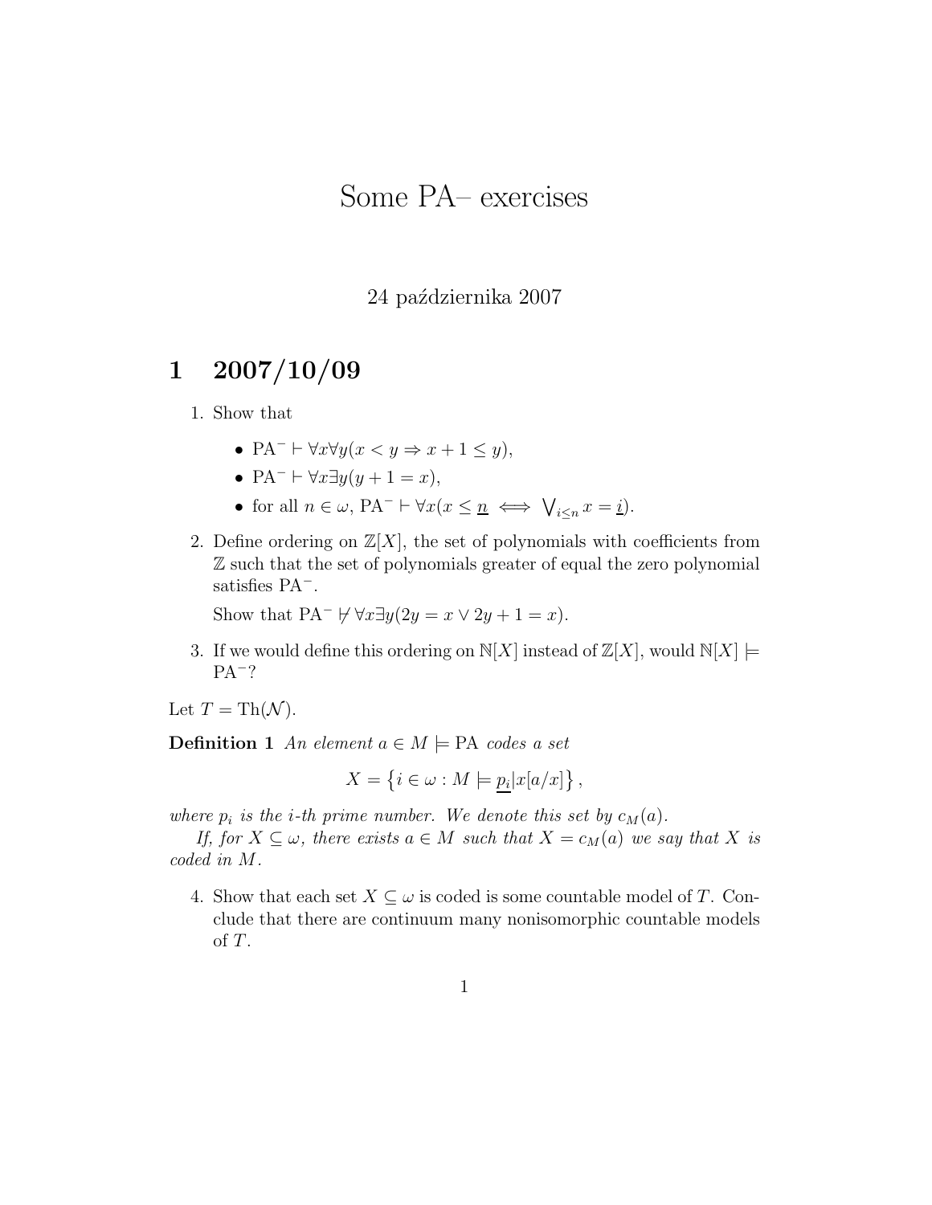# Some PA– exercises

24 października 2007

## 1 2007/10/09

1. Show that

   - $\mathrm{PA}^- \vdash \forall x \forall y (x < y \Rightarrow x + 1 \leq y)$,
   - $\mathrm{PA}^- \vdash \forall x \exists y (y + 1 = x)$,
   - for all $n \in \omega$, $\mathrm{PA}^- \vdash \forall x (x \leq \underline{n} \iff \bigvee_{i \leq n} x = \underline{i})$.

2. Define ordering on $\mathbb{Z}[X]$, the set of polynomials with coefficients from $\mathbb{Z}$ such that the set of polynomials greater of equal the zero polynomial satisfies $\mathrm{PA}^-$.

   Show that $\mathrm{PA}^- \not\vdash \forall x \exists y (2y = x \vee 2y + 1 = x)$.

3. If we would define this ordering on $\mathbb{N}[X]$ instead of $\mathbb{Z}[X]$, would $\mathbb{N}[X] \models \mathrm{PA}^-$?

Let $T = \mathrm{Th}(\mathcal{N})$.

**Definition 1** *An element $a \in M \models \mathrm{PA}$ codes a set*

$$X = \left\{ i \in \omega : M \models \underline{p_i} | x[a/x] \right\},$$

*where $p_i$ is the $i$-th prime number. We denote this set by $c_M(a)$.*

*If, for $X \subseteq \omega$, there exists $a \in M$ such that $X = c_M(a)$ we say that $X$ is coded in $M$.*

4. Show that each set $X \subseteq \omega$ is coded is some countable model of $T$. Conclude that there are continuum many nonisomorphic countable models of $T$.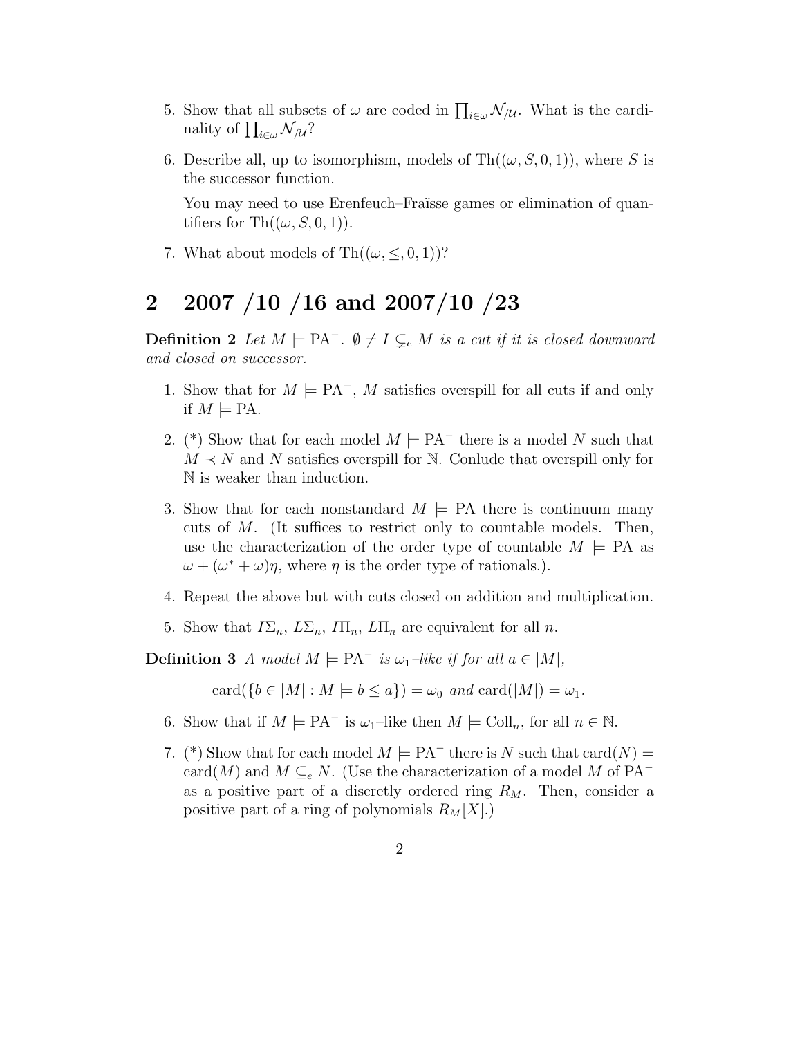5. Show that all subsets of $\omega$ are coded in $\prod_{i\in\omega} \mathcal{N}_{/\mathcal{U}}$. What is the cardinality of $\prod_{i\in\omega} \mathcal{N}_{/\mathcal{U}}$?

6. Describe all, up to isomorphism, models of $\mathrm{Th}((\omega, S, 0, 1))$, where $S$ is the successor function.

   You may need to use Erenfeuch–Fraïsse games or elimination of quantifiers for $\mathrm{Th}((\omega, S, 0, 1))$.

7. What about models of $\mathrm{Th}((\omega, \leq, 0, 1))$?

## 2 2007 /10 /16 and 2007/10 /23

**Definition 2** *Let $M \models \mathrm{PA}^-$. $\emptyset \neq I \subsetneq_e M$ is a cut if it is closed downward and closed on successor.*

1. Show that for $M \models \mathrm{PA}^-$, $M$ satisfies overspill for all cuts if and only if $M \models \mathrm{PA}$.

2. (*) Show that for each model $M \models \mathrm{PA}^-$ there is a model $N$ such that $M \prec N$ and $N$ satisfies overspill for $\mathbb{N}$. Conlude that overspill only for $\mathbb{N}$ is weaker than induction.

3. Show that for each nonstandard $M \models \mathrm{PA}$ there is continuum many cuts of $M$. (It suffices to restrict only to countable models. Then, use the characterization of the order type of countable $M \models \mathrm{PA}$ as $\omega + (\omega^* + \omega)\eta$, where $\eta$ is the order type of rationals.).

4. Repeat the above but with cuts closed on addition and multiplication.

5. Show that $I\Sigma_n$, $L\Sigma_n$, $I\Pi_n$, $L\Pi_n$ are equivalent for all $n$.

**Definition 3** *A model $M \models \mathrm{PA}^-$ is $\omega_1$–like if for all $a \in |M|$,*

$$\mathrm{card}(\{b \in |M| : M \models b \leq a\}) = \omega_0 \text{ and } \mathrm{card}(|M|) = \omega_1.$$

6. Show that if $M \models \mathrm{PA}^-$ is $\omega_1$–like then $M \models \mathrm{Coll}_n$, for all $n \in \mathbb{N}$.

7. (*) Show that for each model $M \models \mathrm{PA}^-$ there is $N$ such that $\mathrm{card}(N) = \mathrm{card}(M)$ and $M \subseteq_e N$. (Use the characterization of a model $M$ of $\mathrm{PA}^-$ as a positive part of a discretly ordered ring $R_M$. Then, consider a positive part of a ring of polynomials $R_M[X]$.)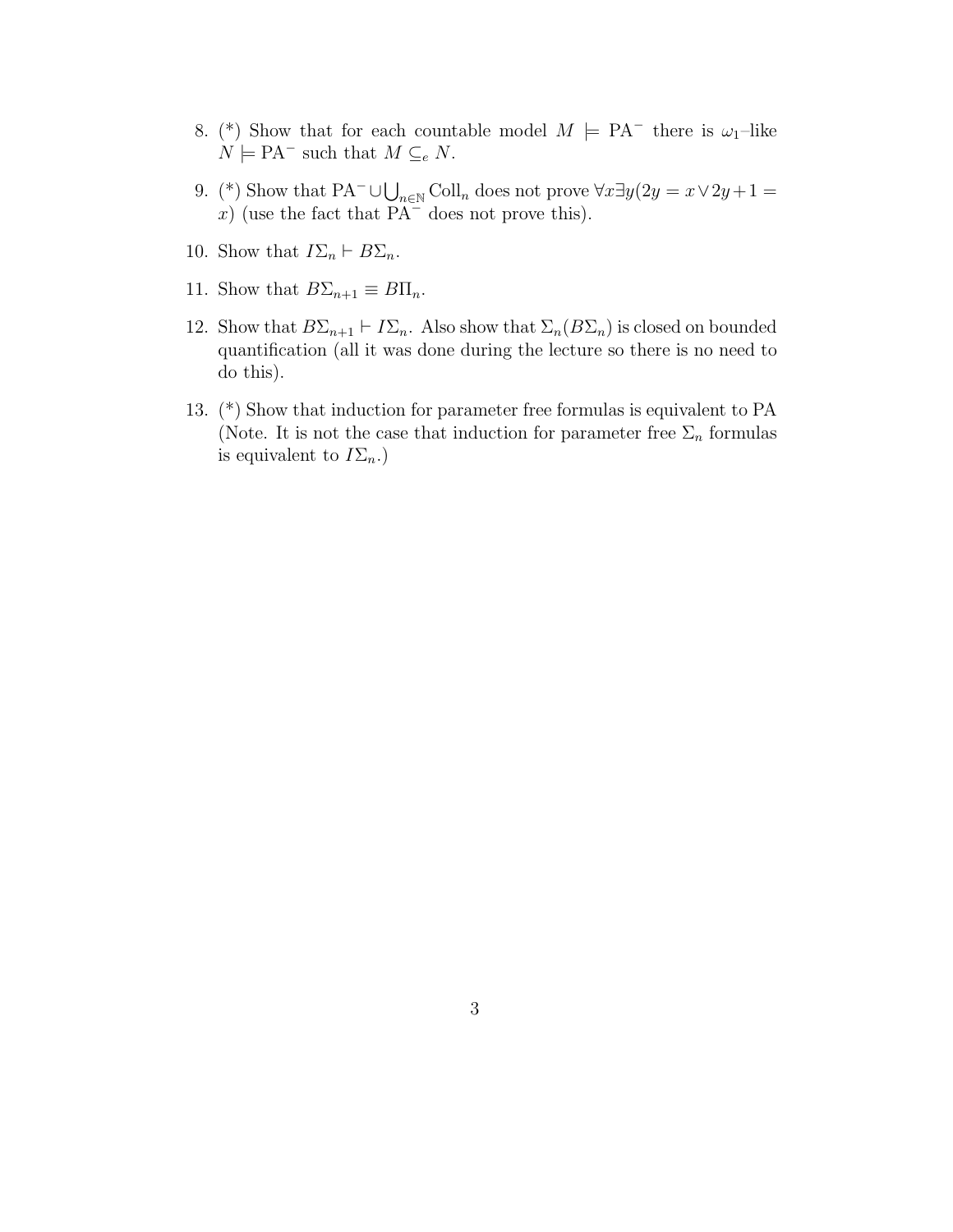8. (*) Show that for each countable model $M \models \mathrm{PA}^-$ there is $\omega_1$–like $N \models \mathrm{PA}^-$ such that $M \subseteq_e N$.

9. (*) Show that $\mathrm{PA}^- \cup \bigcup_{n \in \mathbb{N}} \mathrm{Coll}_n$ does not prove $\forall x \exists y (2y = x \vee 2y + 1 = x)$ (use the fact that $\mathrm{PA}^-$ does not prove this).

10. Show that $I\Sigma_n \vdash B\Sigma_n$.

11. Show that $B\Sigma_{n+1} \equiv B\Pi_n$.

12. Show that $B\Sigma_{n+1} \vdash I\Sigma_n$. Also show that $\Sigma_n(B\Sigma_n)$ is closed on bounded quantification (all it was done during the lecture so there is no need to do this).

13. (*) Show that induction for parameter free formulas is equivalent to PA (Note. It is not the case that induction for parameter free $\Sigma_n$ formulas is equivalent to $I\Sigma_n$.)